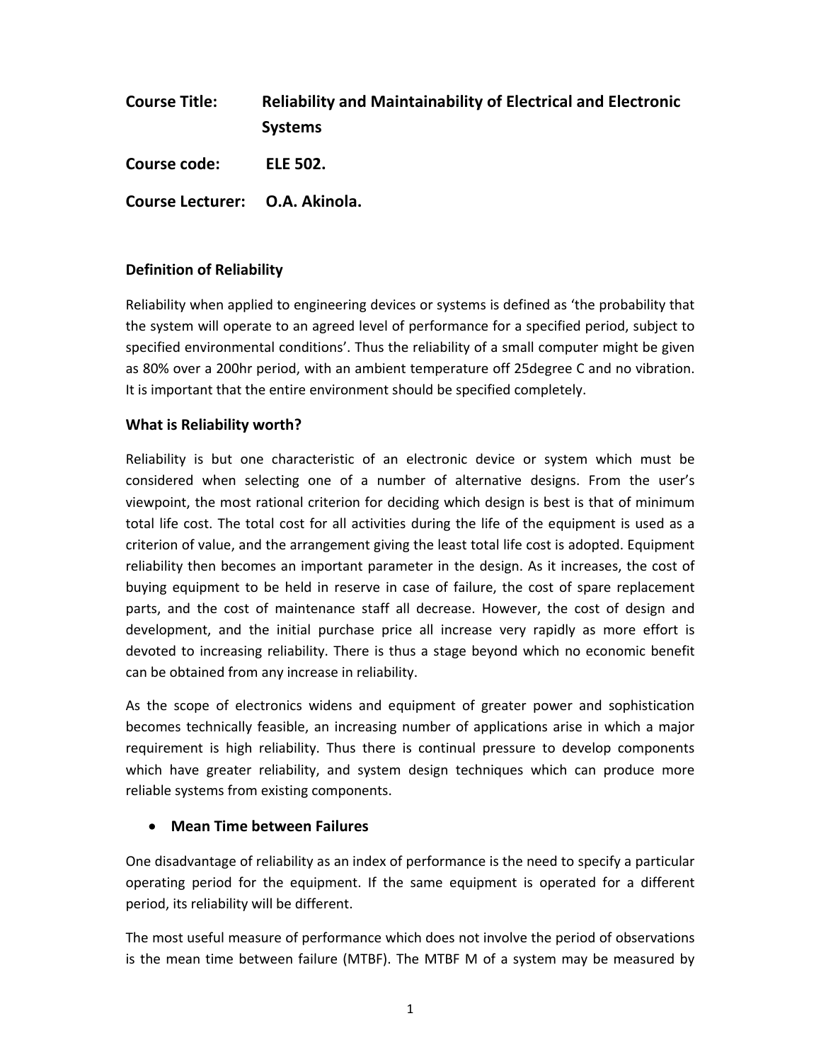**Course Title:** **Reliability and Maintainability of Electrical and Electronic Systems**

**Course code:** **ELE 502.**

**Course Lecturer:** **O.A. Akinola.**

### Definition of Reliability

Reliability when applied to engineering devices or systems is defined as 'the probability that the system will operate to an agreed level of performance for a specified period, subject to specified environmental conditions'. Thus the reliability of a small computer might be given as 80% over a 200hr period, with an ambient temperature off 25degree C and no vibration. It is important that the entire environment should be specified completely.

### What is Reliability worth?

Reliability is but one characteristic of an electronic device or system which must be considered when selecting one of a number of alternative designs. From the user's viewpoint, the most rational criterion for deciding which design is best is that of minimum total life cost. The total cost for all activities during the life of the equipment is used as a criterion of value, and the arrangement giving the least total life cost is adopted. Equipment reliability then becomes an important parameter in the design. As it increases, the cost of buying equipment to be held in reserve in case of failure, the cost of spare replacement parts, and the cost of maintenance staff all decrease. However, the cost of design and development, and the initial purchase price all increase very rapidly as more effort is devoted to increasing reliability. There is thus a stage beyond which no economic benefit can be obtained from any increase in reliability.

As the scope of electronics widens and equipment of greater power and sophistication becomes technically feasible, an increasing number of applications arise in which a major requirement is high reliability. Thus there is continual pressure to develop components which have greater reliability, and system design techniques which can produce more reliable systems from existing components.

- **Mean Time between Failures**

One disadvantage of reliability as an index of performance is the need to specify a particular operating period for the equipment. If the same equipment is operated for a different period, its reliability will be different.

The most useful measure of performance which does not involve the period of observations is the mean time between failure (MTBF). The MTBF M of a system may be measured by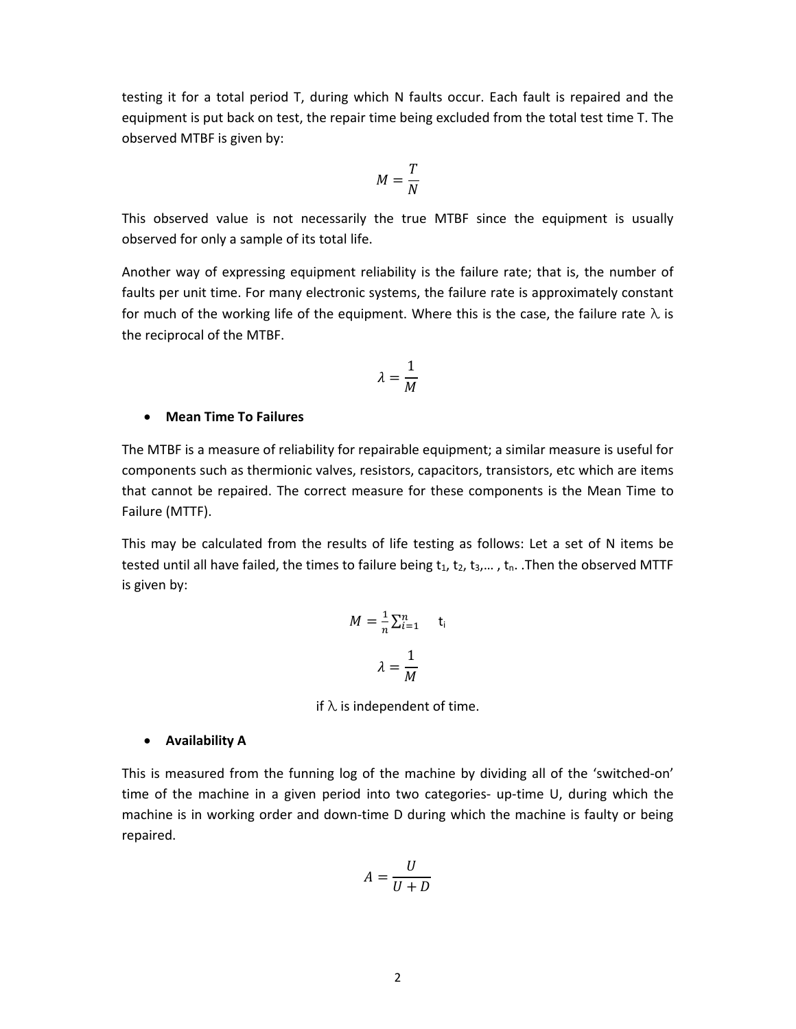testing it for a total period T, during which N faults occur. Each fault is repaired and the equipment is put back on test, the repair time being excluded from the total test time T. The observed MTBF is given by:

$$M = \frac{T}{N}$$

This observed value is not necessarily the true MTBF since the equipment is usually observed for only a sample of its total life.

Another way of expressing equipment reliability is the failure rate; that is, the number of faults per unit time. For many electronic systems, the failure rate is approximately constant for much of the working life of the equipment. Where this is the case, the failure rate $\lambda$ is the reciprocal of the MTBF.

$$\lambda = \frac{1}{M}$$

- **Mean Time To Failures**

The MTBF is a measure of reliability for repairable equipment; a similar measure is useful for components such as thermionic valves, resistors, capacitors, transistors, etc which are items that cannot be repaired. The correct measure for these components is the Mean Time to Failure (MTTF).

This may be calculated from the results of life testing as follows: Let a set of N items be tested until all have failed, the times to failure being $t_1, t_2, t_3, \ldots, t_n$. .Then the observed MTTF is given by:

$$M = \frac{1}{n}\sum_{i=1}^{n} t_i$$

$$\lambda = \frac{1}{M}$$

if $\lambda$ is independent of time.

- **Availability A**

This is measured from the funning log of the machine by dividing all of the 'switched-on' time of the machine in a given period into two categories- up-time U, during which the machine is in working order and down-time D during which the machine is faulty or being repaired.

$$A = \frac{U}{U + D}$$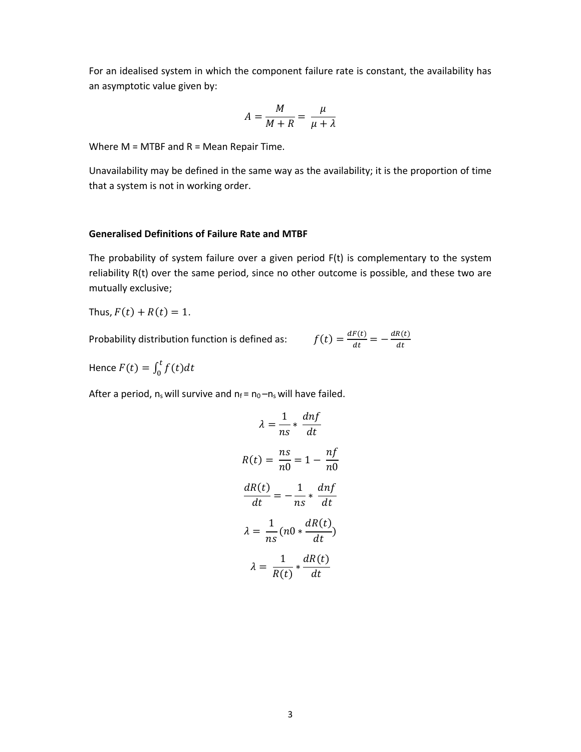For an idealised system in which the component failure rate is constant, the availability has an asymptotic value given by:

$$A = \frac{M}{M+R} = \frac{\mu}{\mu + \lambda}$$

Where M = MTBF and R = Mean Repair Time.

Unavailability may be defined in the same way as the availability; it is the proportion of time that a system is not in working order.

**Generalised Definitions of Failure Rate and MTBF**

The probability of system failure over a given period F(t) is complementary to the system reliability R(t) over the same period, since no other outcome is possible, and these two are mutually exclusive;

Thus, $F(t) + R(t) = 1$.

Probability distribution function is defined as: $f(t) = \frac{dF(t)}{dt} = -\frac{dR(t)}{dt}$

Hence $F(t) = \int_0^t f(t)dt$

After a period, $n_s$ will survive and $n_f = n_0 - n_s$ will have failed.

$$\lambda = \frac{1}{ns} * \frac{dnf}{dt}$$

$$R(t) = \frac{ns}{n0} = 1 - \frac{nf}{n0}$$

$$\frac{dR(t)}{dt} = -\frac{1}{ns} * \frac{dnf}{dt}$$

$$\lambda = \frac{1}{ns}(n0 * \frac{dR(t)}{dt})$$

$$\lambda = \frac{1}{R(t)} * \frac{dR(t)}{dt}$$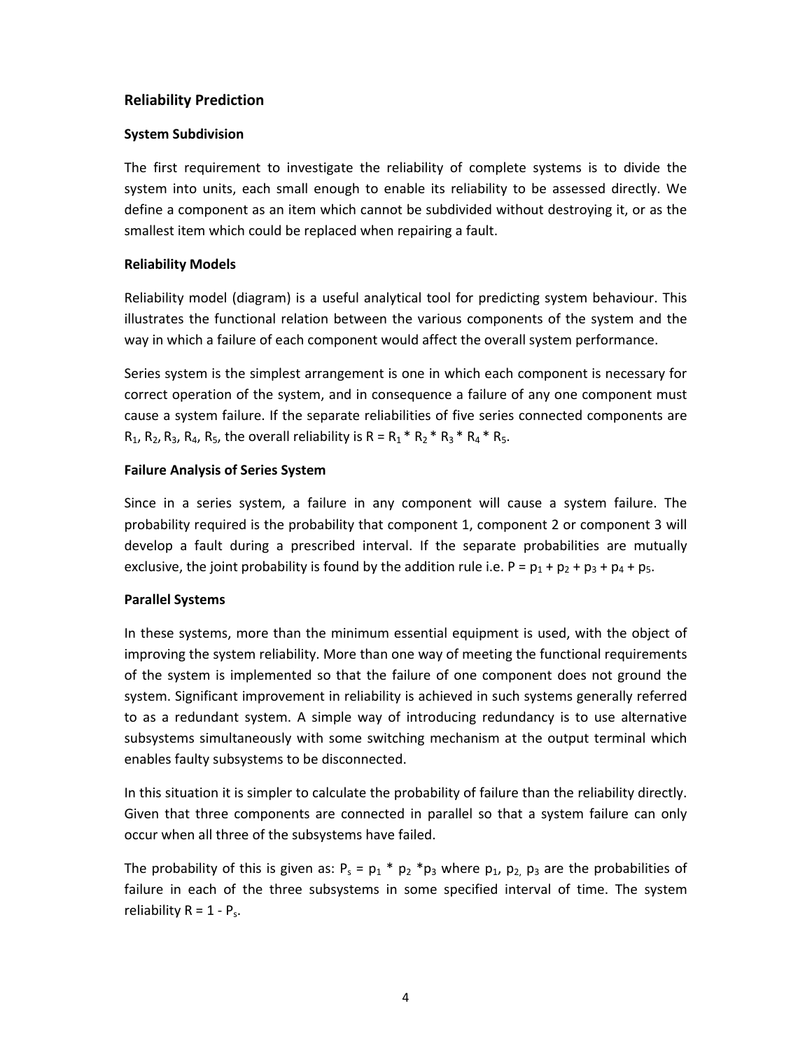## Reliability Prediction

### System Subdivision

The first requirement to investigate the reliability of complete systems is to divide the system into units, each small enough to enable its reliability to be assessed directly. We define a component as an item which cannot be subdivided without destroying it, or as the smallest item which could be replaced when repairing a fault.

### Reliability Models

Reliability model (diagram) is a useful analytical tool for predicting system behaviour. This illustrates the functional relation between the various components of the system and the way in which a failure of each component would affect the overall system performance.

Series system is the simplest arrangement is one in which each component is necessary for correct operation of the system, and in consequence a failure of any one component must cause a system failure. If the separate reliabilities of five series connected components are $R_1$, $R_2$, $R_3$, $R_4$, $R_5$, the overall reliability is $R = R_1 * R_2 * R_3 * R_4 * R_5$.

### Failure Analysis of Series System

Since in a series system, a failure in any component will cause a system failure. The probability required is the probability that component 1, component 2 or component 3 will develop a fault during a prescribed interval. If the separate probabilities are mutually exclusive, the joint probability is found by the addition rule i.e. $P = p_1 + p_2 + p_3 + p_4 + p_5$.

### Parallel Systems

In these systems, more than the minimum essential equipment is used, with the object of improving the system reliability. More than one way of meeting the functional requirements of the system is implemented so that the failure of one component does not ground the system. Significant improvement in reliability is achieved in such systems generally referred to as a redundant system. A simple way of introducing redundancy is to use alternative subsystems simultaneously with some switching mechanism at the output terminal which enables faulty subsystems to be disconnected.

In this situation it is simpler to calculate the probability of failure than the reliability directly. Given that three components are connected in parallel so that a system failure can only occur when all three of the subsystems have failed.

The probability of this is given as: $P_s = p_1 * p_2 * p_3$ where $p_1$, $p_2$, $p_3$ are the probabilities of failure in each of the three subsystems in some specified interval of time. The system reliability $R = 1 - P_s$.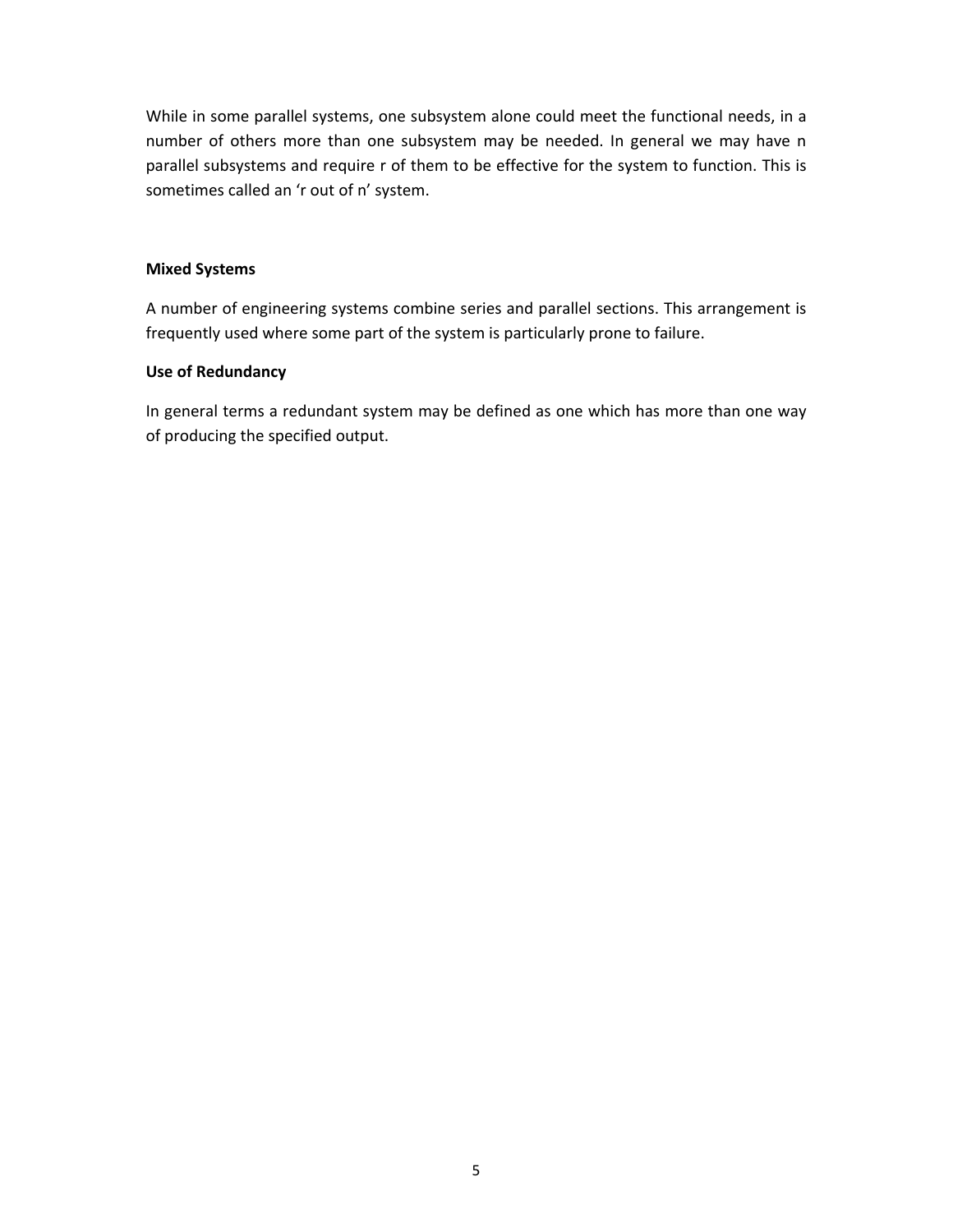While in some parallel systems, one subsystem alone could meet the functional needs, in a number of others more than one subsystem may be needed. In general we may have n parallel subsystems and require r of them to be effective for the system to function. This is sometimes called an 'r out of n' system.

**Mixed Systems**

A number of engineering systems combine series and parallel sections. This arrangement is frequently used where some part of the system is particularly prone to failure.

**Use of Redundancy**

In general terms a redundant system may be defined as one which has more than one way of producing the specified output.